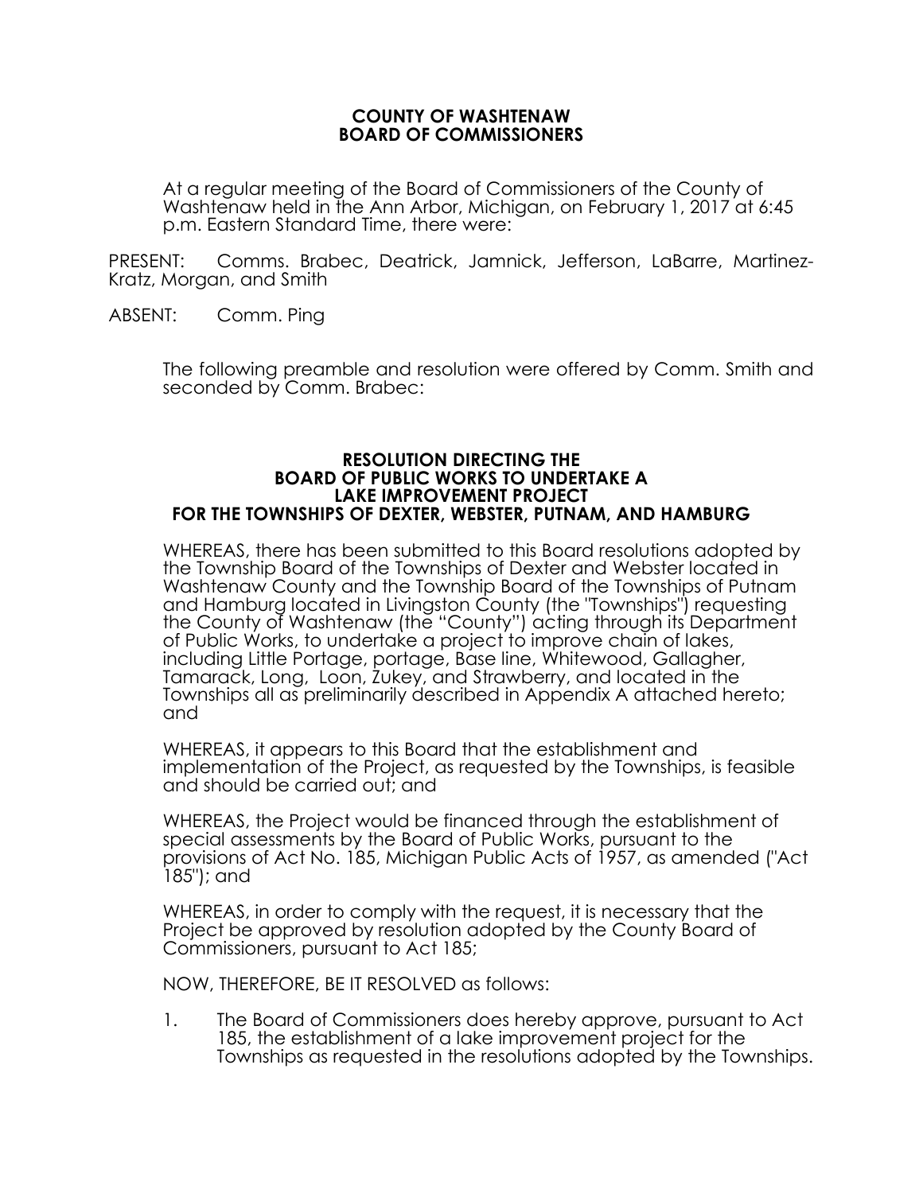**COUNTY OF WASHTENAW**
**BOARD OF COMMISSIONERS**

At a regular meeting of the Board of Commissioners of the County of Washtenaw held in the Ann Arbor, Michigan, on February 1, 2017 at 6:45 p.m. Eastern Standard Time, there were:

PRESENT: Comms. Brabec, Deatrick, Jamnick, Jefferson, LaBarre, Martinez-Kratz, Morgan, and Smith

ABSENT: Comm. Ping

The following preamble and resolution were offered by Comm. Smith and seconded by Comm. Brabec:

**RESOLUTION DIRECTING THE**
**BOARD OF PUBLIC WORKS TO UNDERTAKE A**
**LAKE IMPROVEMENT PROJECT**
**FOR THE TOWNSHIPS OF DEXTER, WEBSTER, PUTNAM, AND HAMBURG**

WHEREAS, there has been submitted to this Board resolutions adopted by the Township Board of the Townships of Dexter and Webster located in Washtenaw County and the Township Board of the Townships of Putnam and Hamburg located in Livingston County (the "Townships") requesting the County of Washtenaw (the "County") acting through its Department of Public Works, to undertake a project to improve chain of lakes, including Little Portage, portage, Base line, Whitewood, Gallagher, Tamarack, Long, Loon, Zukey, and Strawberry, and located in the Townships all as preliminarily described in Appendix A attached hereto; and

WHEREAS, it appears to this Board that the establishment and implementation of the Project, as requested by the Townships, is feasible and should be carried out; and

WHEREAS, the Project would be financed through the establishment of special assessments by the Board of Public Works, pursuant to the provisions of Act No. 185, Michigan Public Acts of 1957, as amended ("Act 185"); and

WHEREAS, in order to comply with the request, it is necessary that the Project be approved by resolution adopted by the County Board of Commissioners, pursuant to Act 185;

NOW, THEREFORE, BE IT RESOLVED as follows:

1. The Board of Commissioners does hereby approve, pursuant to Act 185, the establishment of a lake improvement project for the Townships as requested in the resolutions adopted by the Townships.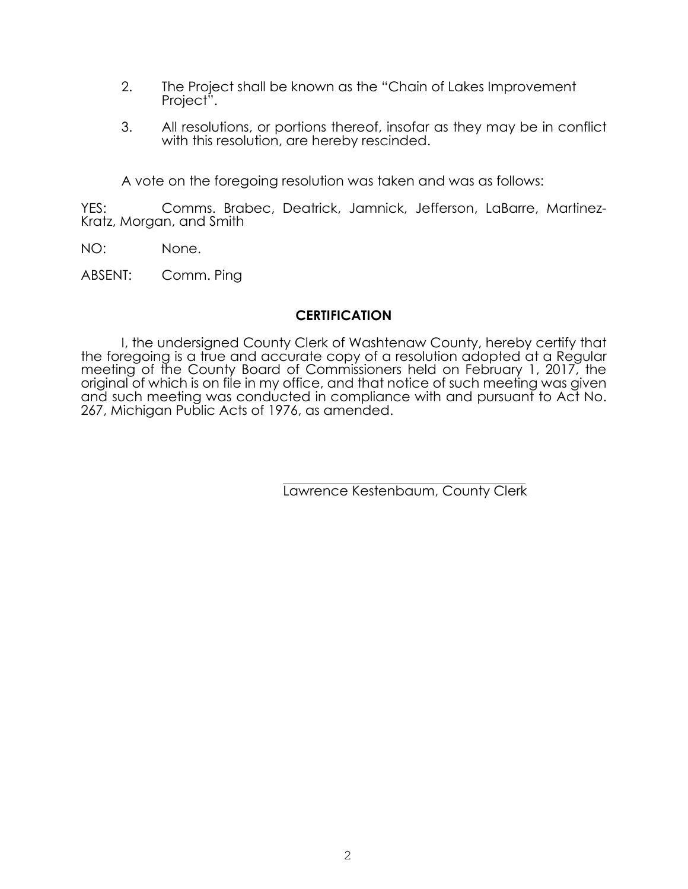2. The Project shall be known as the "Chain of Lakes Improvement Project".

3. All resolutions, or portions thereof, insofar as they may be in conflict with this resolution, are hereby rescinded.

A vote on the foregoing resolution was taken and was as follows:

YES: Comms. Brabec, Deatrick, Jamnick, Jefferson, LaBarre, Martinez-Kratz, Morgan, and Smith

NO: None.

ABSENT: Comm. Ping

## CERTIFICATION

I, the undersigned County Clerk of Washtenaw County, hereby certify that the foregoing is a true and accurate copy of a resolution adopted at a Regular meeting of the County Board of Commissioners held on February 1, 2017, the original of which is on file in my office, and that notice of such meeting was given and such meeting was conducted in compliance with and pursuant to Act No. 267, Michigan Public Acts of 1976, as amended.

\_\_\_\_\_\_\_\_\_\_\_\_\_\_\_\_\_\_\_\_\_\_\_\_\_\_\_\_\_\_\_\_\_\_\_\_

Lawrence Kestenbaum, County Clerk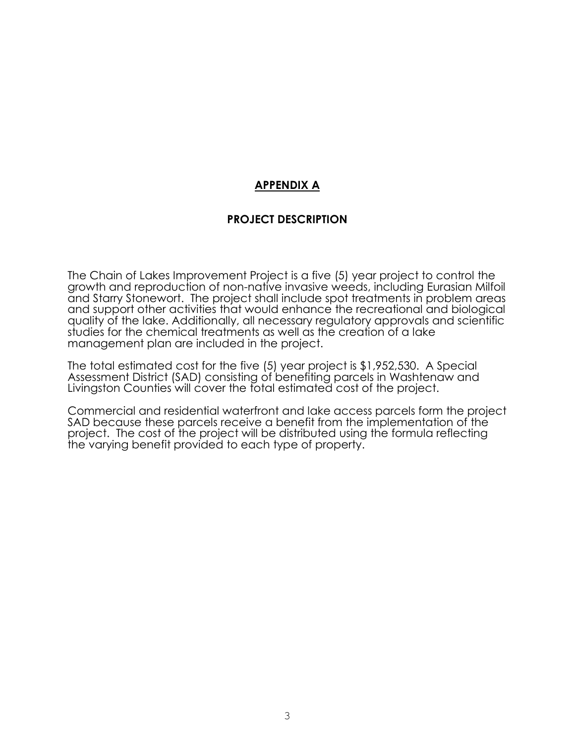# APPENDIX A

## PROJECT DESCRIPTION

The Chain of Lakes Improvement Project is a five (5) year project to control the growth and reproduction of non-native invasive weeds, including Eurasian Milfoil and Starry Stonewort. The project shall include spot treatments in problem areas and support other activities that would enhance the recreational and biological quality of the lake. Additionally, all necessary regulatory approvals and scientific studies for the chemical treatments as well as the creation of a lake management plan are included in the project.

The total estimated cost for the five (5) year project is $1,952,530. A Special Assessment District (SAD) consisting of benefiting parcels in Washtenaw and Livingston Counties will cover the total estimated cost of the project.

Commercial and residential waterfront and lake access parcels form the project SAD because these parcels receive a benefit from the implementation of the project. The cost of the project will be distributed using the formula reflecting the varying benefit provided to each type of property.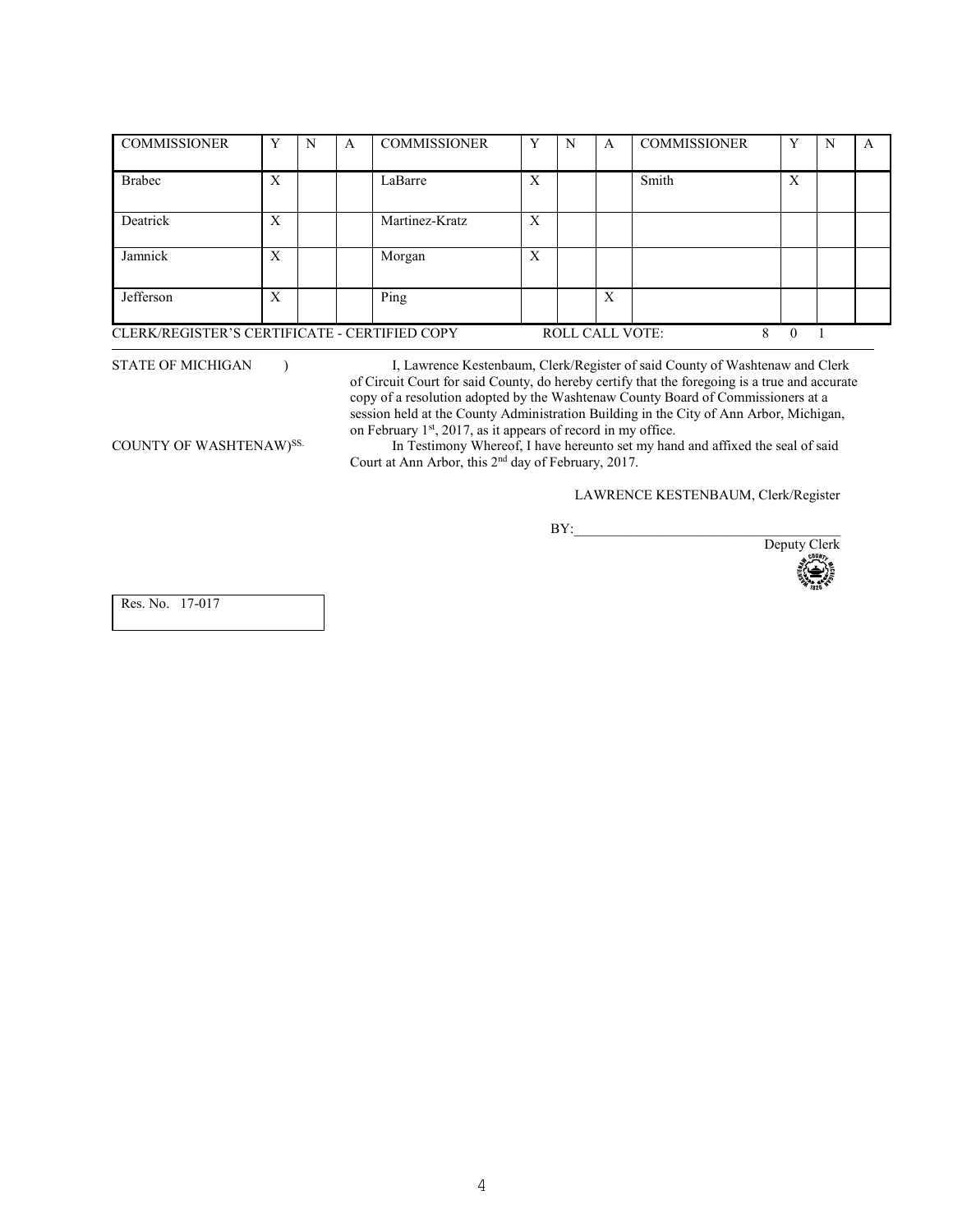| COMMISSIONER | Y | N | A | COMMISSIONER | Y | N | A | COMMISSIONER | Y | N | A |
|---|---|---|---|---|---|---|---|---|---|---|---|
| Brabec | X | | | LaBarre | X | | | Smith | X | | |
| Deatrick | X | | | Martinez-Kratz | X | | | | | | |
| Jamnick | X | | | Morgan | X | | | | | | |
| Jefferson | X | | | Ping | | | X | | | | |

CLERK/REGISTER'S CERTIFICATE - CERTIFIED COPY ROLL CALL VOTE: 8 0 1

STATE OF MICHIGAN )

COUNTY OF WASHTENAW)SS.

I, Lawrence Kestenbaum, Clerk/Register of said County of Washtenaw and Clerk of Circuit Court for said County, do hereby certify that the foregoing is a true and accurate copy of a resolution adopted by the Washtenaw County Board of Commissioners at a session held at the County Administration Building in the City of Ann Arbor, Michigan, on February 1st, 2017, as it appears of record in my office.

In Testimony Whereof, I have hereunto set my hand and affixed the seal of said Court at Ann Arbor, this 2nd day of February, 2017.

LAWRENCE KESTENBAUM, Clerk/Register

BY:\_\_\_\_\_\_\_\_\_\_\_\_\_\_\_\_\_\_\_\_\_\_\_\_\_\_\_\_\_\_\_\_\_\_\_\_\_\_

Deputy Clerk

Res. No. 17-017